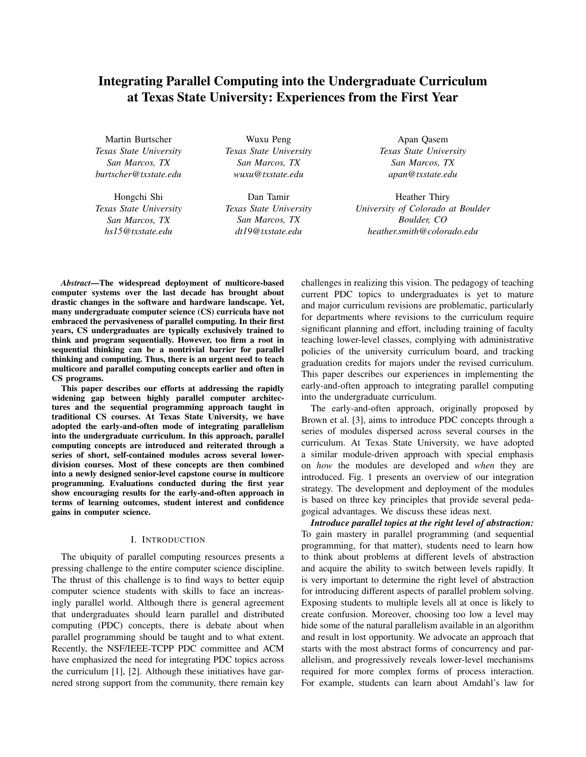# Integrating Parallel Computing into the Undergraduate Curriculum at Texas State University: Experiences from the First Year

Martin Burtscher
*Texas State University*
*San Marcos, TX*
*burtscher@txstate.edu*

Wuxu Peng
*Texas State University*
*San Marcos, TX*
*wuxu@txstate.edu*

Apan Qasem
*Texas State University*
*San Marcos, TX*
*apan@txstate.edu*

Hongchi Shi
*Texas State University*
*San Marcos, TX*
*hs15@txstate.edu*

Dan Tamir
*Texas State University*
*San Marcos, TX*
*dt19@txstate.edu*

Heather Thiry
*University of Colorado at Boulder*
*Boulder, CO*
*heather.smith@colorado.edu*

***Abstract*—The widespread deployment of multicore-based computer systems over the last decade has brought about drastic changes in the software and hardware landscape. Yet, many undergraduate computer science (CS) curricula have not embraced the pervasiveness of parallel computing. In their first years, CS undergraduates are typically exclusively trained to think and program sequentially. However, too firm a root in sequential thinking can be a nontrivial barrier for parallel thinking and computing. Thus, there is an urgent need to teach multicore and parallel computing concepts earlier and often in CS programs.**

**This paper describes our efforts at addressing the rapidly widening gap between highly parallel computer architectures and the sequential programming approach taught in traditional CS courses. At Texas State University, we have adopted the early-and-often mode of integrating parallelism into the undergraduate curriculum. In this approach, parallel computing concepts are introduced and reiterated through a series of short, self-contained modules across several lower-division courses. Most of these concepts are then combined into a newly designed senior-level capstone course in multicore programming. Evaluations conducted during the first year show encouraging results for the early-and-often approach in terms of learning outcomes, student interest and confidence gains in computer science.**

## I. Introduction

The ubiquity of parallel computing resources presents a pressing challenge to the entire computer science discipline. The thrust of this challenge is to find ways to better equip computer science students with skills to face an increasingly parallel world. Although there is general agreement that undergraduates should learn parallel and distributed computing (PDC) concepts, there is debate about when parallel programming should be taught and to what extent. Recently, the NSF/IEEE-TCPP PDC committee and ACM have emphasized the need for integrating PDC topics across the curriculum [1], [2]. Although these initiatives have garnered strong support from the community, there remain key challenges in realizing this vision. The pedagogy of teaching current PDC topics to undergraduates is yet to mature and major curriculum revisions are problematic, particularly for departments where revisions to the curriculum require significant planning and effort, including training of faculty teaching lower-level classes, complying with administrative policies of the university curriculum board, and tracking graduation credits for majors under the revised curriculum. This paper describes our experiences in implementing the early-and-often approach to integrating parallel computing into the undergraduate curriculum.

The early-and-often approach, originally proposed by Brown et al. [3], aims to introduce PDC concepts through a series of modules dispersed across several courses in the curriculum. At Texas State University, we have adopted a similar module-driven approach with special emphasis on *how* the modules are developed and *when* they are introduced. Fig. 1 presents an overview of our integration strategy. The development and deployment of the modules is based on three key principles that provide several pedagogical advantages. We discuss these ideas next.

***Introduce parallel topics at the right level of abstraction:*** To gain mastery in parallel programming (and sequential programming, for that matter), students need to learn how to think about problems at different levels of abstraction and acquire the ability to switch between levels rapidly. It is very important to determine the right level of abstraction for introducing different aspects of parallel problem solving. Exposing students to multiple levels all at once is likely to create confusion. Moreover, choosing too low a level may hide some of the natural parallelism available in an algorithm and result in lost opportunity. We advocate an approach that starts with the most abstract forms of concurrency and parallelism, and progressively reveals lower-level mechanisms required for more complex forms of process interaction. For example, students can learn about Amdahl's law for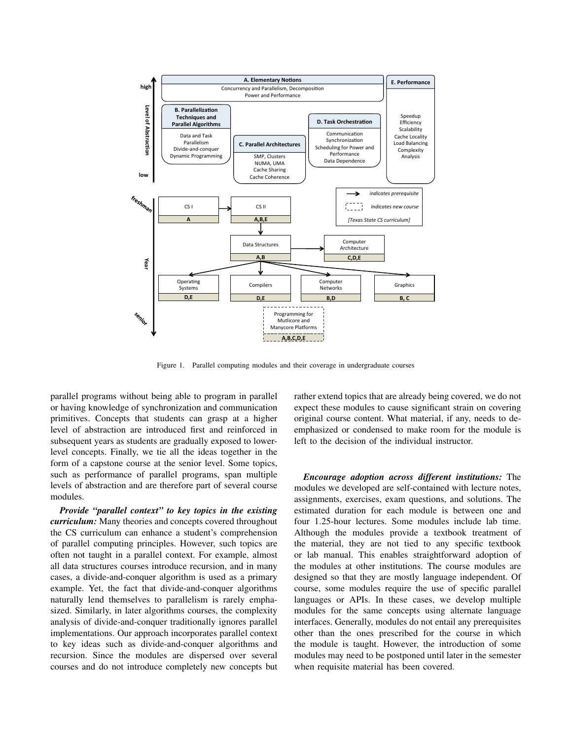Figure 1. Parallel computing modules and their coverage in undergraduate courses

parallel programs without being able to program in parallel or having knowledge of synchronization and communication primitives. Concepts that students can grasp at a higher level of abstraction are introduced first and reinforced in subsequent years as students are gradually exposed to lower-level concepts. Finally, we tie all the ideas together in the form of a capstone course at the senior level. Some topics, such as performance of parallel programs, span multiple levels of abstraction and are therefore part of several course modules.

***Provide "parallel context" to key topics in the existing curriculum:*** Many theories and concepts covered throughout the CS curriculum can enhance a student's comprehension of parallel computing principles. However, such topics are often not taught in a parallel context. For example, almost all data structures courses introduce recursion, and in many cases, a divide-and-conquer algorithm is used as a primary example. Yet, the fact that divide-and-conquer algorithms naturally lend themselves to parallelism is rarely emphasized. Similarly, in later algorithms courses, the complexity analysis of divide-and-conquer traditionally ignores parallel implementations. Our approach incorporates parallel context to key ideas such as divide-and-conquer algorithms and recursion. Since the modules are dispersed over several courses and do not introduce completely new concepts but rather extend topics that are already being covered, we do not expect these modules to cause significant strain on covering original course content. What material, if any, needs to de-emphasized or condensed to make room for the module is left to the decision of the individual instructor.

***Encourage adoption across different institutions:*** The modules we developed are self-contained with lecture notes, assignments, exercises, exam questions, and solutions. The estimated duration for each module is between one and four 1.25-hour lectures. Some modules include lab time. Although the modules provide a textbook treatment of the material, they are not tied to any specific textbook or lab manual. This enables straightforward adoption of the modules at other institutions. The course modules are designed so that they are mostly language independent. Of course, some modules require the use of specific parallel languages or APIs. In these cases, we develop multiple modules for the same concepts using alternate language interfaces. Generally, modules do not entail any prerequisites other than the ones prescribed for the course in which the module is taught. However, the introduction of some modules may need to be postponed until later in the semester when requisite material has been covered.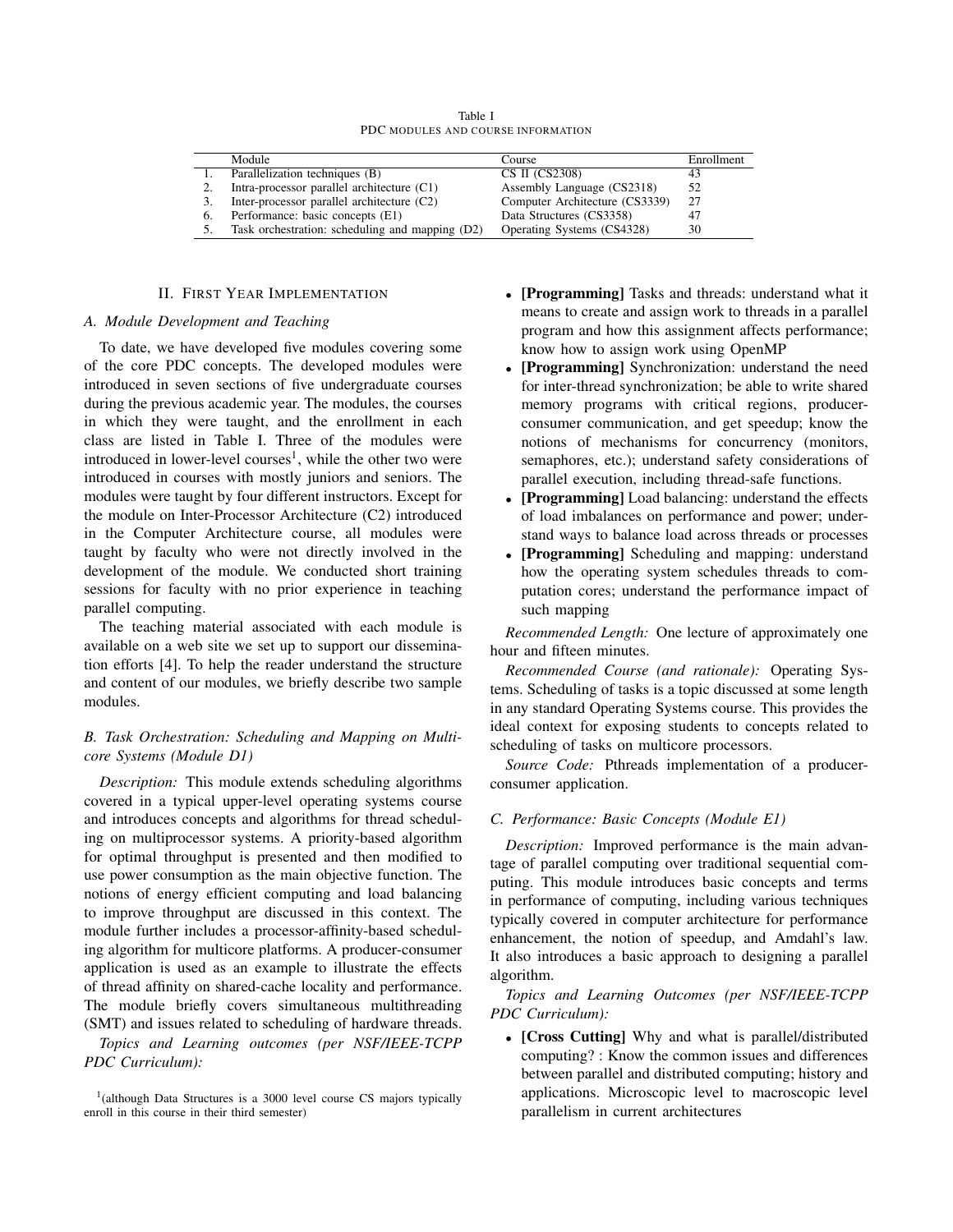Table I
PDC MODULES AND COURSE INFORMATION

| | Module | Course | Enrollment |
|---|---|---|---|
| 1. | Parallelization techniques (B) | CS II (CS2308) | 43 |
| 2. | Intra-processor parallel architecture (C1) | Assembly Language (CS2318) | 52 |
| 3. | Inter-processor parallel architecture (C2) | Computer Architecture (CS3339) | 27 |
| 6. | Performance: basic concepts (E1) | Data Structures (CS3358) | 47 |
| 5. | Task orchestration: scheduling and mapping (D2) | Operating Systems (CS4328) | 30 |

## II. First Year Implementation

### A. Module Development and Teaching

To date, we have developed five modules covering some of the core PDC concepts. The developed modules were introduced in seven sections of five undergraduate courses during the previous academic year. The modules, the courses in which they were taught, and the enrollment in each class are listed in Table I. Three of the modules were introduced in lower-level courses[1], while the other two were introduced in courses with mostly juniors and seniors. The modules were taught by four different instructors. Except for the module on Inter-Processor Architecture (C2) introduced in the Computer Architecture course, all modules were taught by faculty who were not directly involved in the development of the module. We conducted short training sessions for faculty with no prior experience in teaching parallel computing.

The teaching material associated with each module is available on a web site we set up to support our dissemination efforts [4]. To help the reader understand the structure and content of our modules, we briefly describe two sample modules.

### B. Task Orchestration: Scheduling and Mapping on Multicore Systems (Module D1)

*Description:* This module extends scheduling algorithms covered in a typical upper-level operating systems course and introduces concepts and algorithms for thread scheduling on multiprocessor systems. A priority-based algorithm for optimal throughput is presented and then modified to use power consumption as the main objective function. The notions of energy efficient computing and load balancing to improve throughput are discussed in this context. The module further includes a processor-affinity-based scheduling algorithm for multicore platforms. A producer-consumer application is used as an example to illustrate the effects of thread affinity on shared-cache locality and performance. The module briefly covers simultaneous multithreading (SMT) and issues related to scheduling of hardware threads.

*Topics and Learning outcomes (per NSF/IEEE-TCPP PDC Curriculum):*

- **[Programming]** Tasks and threads: understand what it means to create and assign work to threads in a parallel program and how this assignment affects performance; know how to assign work using OpenMP
- **[Programming]** Synchronization: understand the need for inter-thread synchronization; be able to write shared memory programs with critical regions, producer-consumer communication, and get speedup; know the notions of mechanisms for concurrency (monitors, semaphores, etc.); understand safety considerations of parallel execution, including thread-safe functions.
- **[Programming]** Load balancing: understand the effects of load imbalances on performance and power; understand ways to balance load across threads or processes
- **[Programming]** Scheduling and mapping: understand how the operating system schedules threads to computation cores; understand the performance impact of such mapping

*Recommended Length:* One lecture of approximately one hour and fifteen minutes.

*Recommended Course (and rationale):* Operating Systems. Scheduling of tasks is a topic discussed at some length in any standard Operating Systems course. This provides the ideal context for exposing students to concepts related to scheduling of tasks on multicore processors.

*Source Code:* Pthreads implementation of a producer-consumer application.

### C. Performance: Basic Concepts (Module E1)

*Description:* Improved performance is the main advantage of parallel computing over traditional sequential computing. This module introduces basic concepts and terms in performance of computing, including various techniques typically covered in computer architecture for performance enhancement, the notion of speedup, and Amdahl's law. It also introduces a basic approach to designing a parallel algorithm.

*Topics and Learning Outcomes (per NSF/IEEE-TCPP PDC Curriculum):*

- **[Cross Cutting]** Why and what is parallel/distributed computing? : Know the common issues and differences between parallel and distributed computing; history and applications. Microscopic level to macroscopic level parallelism in current architectures

[1](although Data Structures is a 3000 level course CS majors typically enroll in this course in their third semester)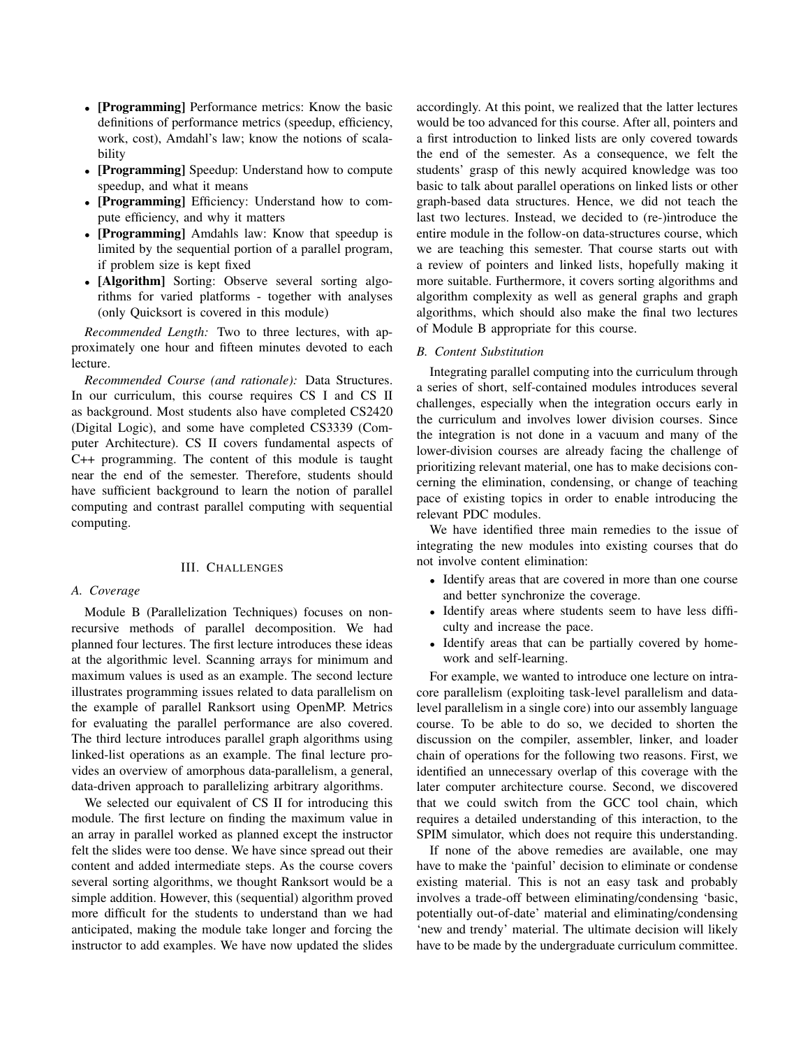- **[Programming]** Performance metrics: Know the basic definitions of performance metrics (speedup, efficiency, work, cost), Amdahl's law; know the notions of scalability
- **[Programming]** Speedup: Understand how to compute speedup, and what it means
- **[Programming]** Efficiency: Understand how to compute efficiency, and why it matters
- **[Programming]** Amdahls law: Know that speedup is limited by the sequential portion of a parallel program, if problem size is kept fixed
- **[Algorithm]** Sorting: Observe several sorting algorithms for varied platforms - together with analyses (only Quicksort is covered in this module)

*Recommended Length:* Two to three lectures, with approximately one hour and fifteen minutes devoted to each lecture.

*Recommended Course (and rationale):* Data Structures. In our curriculum, this course requires CS I and CS II as background. Most students also have completed CS2420 (Digital Logic), and some have completed CS3339 (Computer Architecture). CS II covers fundamental aspects of C++ programming. The content of this module is taught near the end of the semester. Therefore, students should have sufficient background to learn the notion of parallel computing and contrast parallel computing with sequential computing.

## III. Challenges

### A. Coverage

Module B (Parallelization Techniques) focuses on non-recursive methods of parallel decomposition. We had planned four lectures. The first lecture introduces these ideas at the algorithmic level. Scanning arrays for minimum and maximum values is used as an example. The second lecture illustrates programming issues related to data parallelism on the example of parallel Ranksort using OpenMP. Metrics for evaluating the parallel performance are also covered. The third lecture introduces parallel graph algorithms using linked-list operations as an example. The final lecture provides an overview of amorphous data-parallelism, a general, data-driven approach to parallelizing arbitrary algorithms.

We selected our equivalent of CS II for introducing this module. The first lecture on finding the maximum value in an array in parallel worked as planned except the instructor felt the slides were too dense. We have since spread out their content and added intermediate steps. As the course covers several sorting algorithms, we thought Ranksort would be a simple addition. However, this (sequential) algorithm proved more difficult for the students to understand than we had anticipated, making the module take longer and forcing the instructor to add examples. We have now updated the slides accordingly. At this point, we realized that the latter lectures would be too advanced for this course. After all, pointers and a first introduction to linked lists are only covered towards the end of the semester. As a consequence, we felt the students' grasp of this newly acquired knowledge was too basic to talk about parallel operations on linked lists or other graph-based data structures. Hence, we did not teach the last two lectures. Instead, we decided to (re-)introduce the entire module in the follow-on data-structures course, which we are teaching this semester. That course starts out with a review of pointers and linked lists, hopefully making it more suitable. Furthermore, it covers sorting algorithms and algorithm complexity as well as general graphs and graph algorithms, which should also make the final two lectures of Module B appropriate for this course.

### B. Content Substitution

Integrating parallel computing into the curriculum through a series of short, self-contained modules introduces several challenges, especially when the integration occurs early in the curriculum and involves lower division courses. Since the integration is not done in a vacuum and many of the lower-division courses are already facing the challenge of prioritizing relevant material, one has to make decisions concerning the elimination, condensing, or change of teaching pace of existing topics in order to enable introducing the relevant PDC modules.

We have identified three main remedies to the issue of integrating the new modules into existing courses that do not involve content elimination:

- Identify areas that are covered in more than one course and better synchronize the coverage.
- Identify areas where students seem to have less difficulty and increase the pace.
- Identify areas that can be partially covered by homework and self-learning.

For example, we wanted to introduce one lecture on intra-core parallelism (exploiting task-level parallelism and data-level parallelism in a single core) into our assembly language course. To be able to do so, we decided to shorten the discussion on the compiler, assembler, linker, and loader chain of operations for the following two reasons. First, we identified an unnecessary overlap of this coverage with the later computer architecture course. Second, we discovered that we could switch from the GCC tool chain, which requires a detailed understanding of this interaction, to the SPIM simulator, which does not require this understanding.

If none of the above remedies are available, one may have to make the 'painful' decision to eliminate or condense existing material. This is not an easy task and probably involves a trade-off between eliminating/condensing 'basic, potentially out-of-date' material and eliminating/condensing 'new and trendy' material. The ultimate decision will likely have to be made by the undergraduate curriculum committee.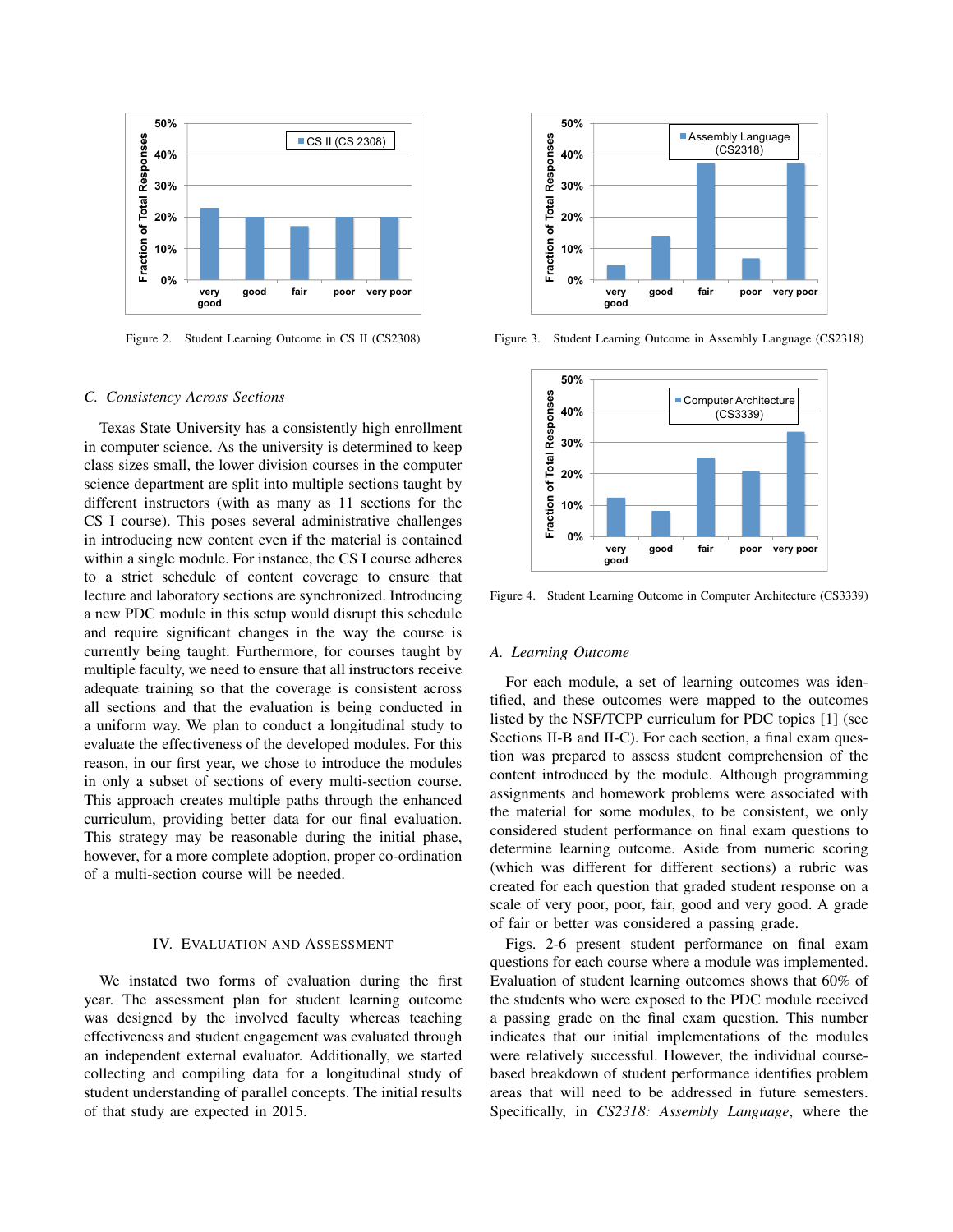Figure 2. Student Learning Outcome in CS II (CS2308)

Figure 3. Student Learning Outcome in Assembly Language (CS2318)

Figure 4. Student Learning Outcome in Computer Architecture (CS3339)

### C. Consistency Across Sections

Texas State University has a consistently high enrollment in computer science. As the university is determined to keep class sizes small, the lower division courses in the computer science department are split into multiple sections taught by different instructors (with as many as 11 sections for the CS I course). This poses several administrative challenges in introducing new content even if the material is contained within a single module. For instance, the CS I course adheres to a strict schedule of content coverage to ensure that lecture and laboratory sections are synchronized. Introducing a new PDC module in this setup would disrupt this schedule and require significant changes in the way the course is currently being taught. Furthermore, for courses taught by multiple faculty, we need to ensure that all instructors receive adequate training so that the coverage is consistent across all sections and that the evaluation is being conducted in a uniform way. We plan to conduct a longitudinal study to evaluate the effectiveness of the developed modules. For this reason, in our first year, we chose to introduce the modules in only a subset of sections of every multi-section course. This approach creates multiple paths through the enhanced curriculum, providing better data for our final evaluation. This strategy may be reasonable during the initial phase, however, for a more complete adoption, proper co-ordination of a multi-section course will be needed.

## IV. Evaluation and Assessment

We instated two forms of evaluation during the first year. The assessment plan for student learning outcome was designed by the involved faculty whereas teaching effectiveness and student engagement was evaluated through an independent external evaluator. Additionally, we started collecting and compiling data for a longitudinal study of student understanding of parallel concepts. The initial results of that study are expected in 2015.

### A. Learning Outcome

For each module, a set of learning outcomes was identified, and these outcomes were mapped to the outcomes listed by the NSF/TCPP curriculum for PDC topics [1] (see Sections II-B and II-C). For each section, a final exam question was prepared to assess student comprehension of the content introduced by the module. Although programming assignments and homework problems were associated with the material for some modules, to be consistent, we only considered student performance on final exam questions to determine learning outcome. Aside from numeric scoring (which was different for different sections) a rubric was created for each question that graded student response on a scale of very poor, poor, fair, good and very good. A grade of fair or better was considered a passing grade.

Figs. 2-6 present student performance on final exam questions for each course where a module was implemented. Evaluation of student learning outcomes shows that 60% of the students who were exposed to the PDC module received a passing grade on the final exam question. This number indicates that our initial implementations of the modules were relatively successful. However, the individual course-based breakdown of student performance identifies problem areas that will need to be addressed in future semesters. Specifically, in *CS2318: Assembly Language*, where the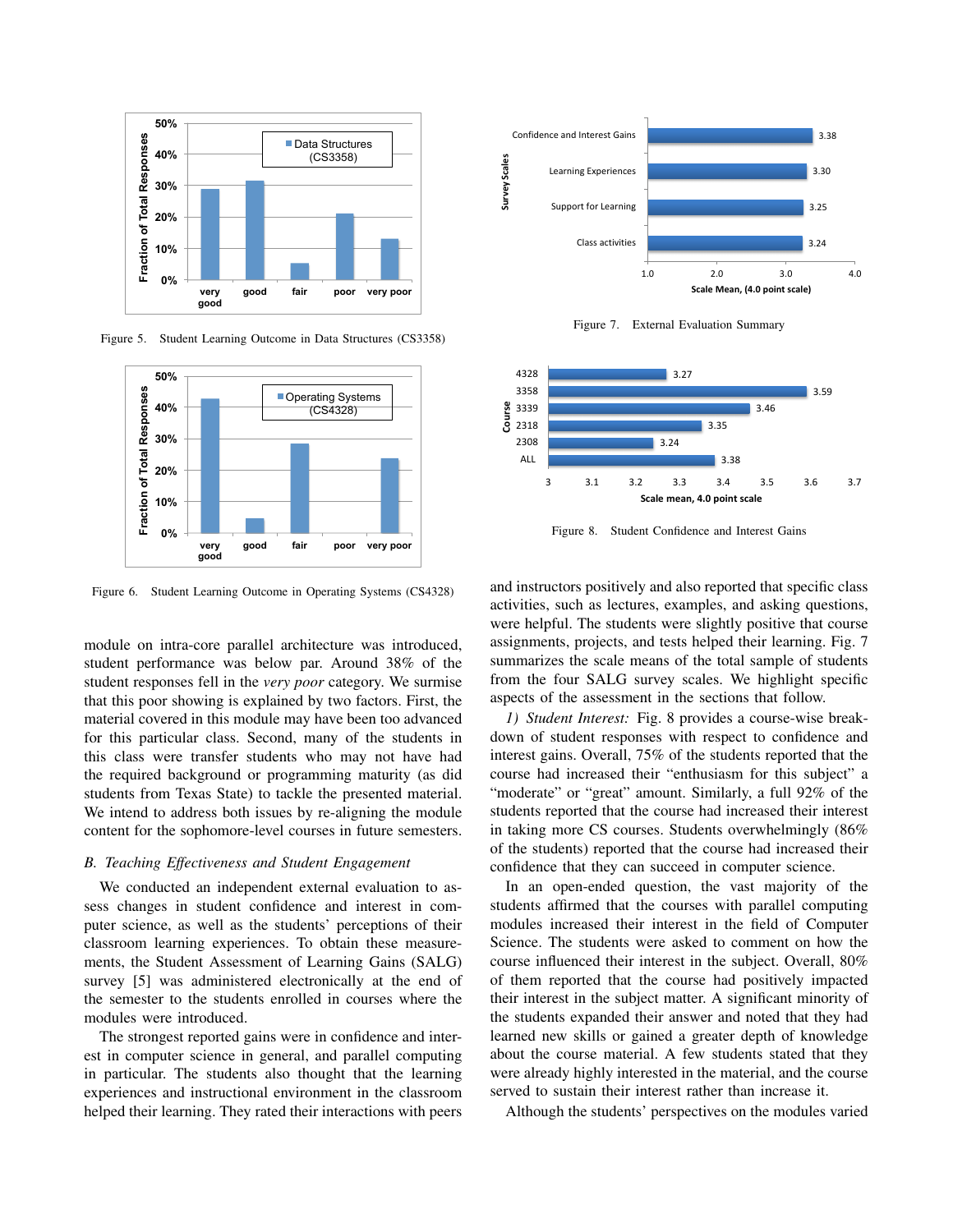Figure 5. Student Learning Outcome in Data Structures (CS3358)

Figure 6. Student Learning Outcome in Operating Systems (CS4328)

Figure 7. External Evaluation Summary

Figure 8. Student Confidence and Interest Gains

module on intra-core parallel architecture was introduced, student performance was below par. Around 38% of the student responses fell in the *very poor* category. We surmise that this poor showing is explained by two factors. First, the material covered in this module may have been too advanced for this particular class. Second, many of the students in this class were transfer students who may not have had the required background or programming maturity (as did students from Texas State) to tackle the presented material. We intend to address both issues by re-aligning the module content for the sophomore-level courses in future semesters.

### B. Teaching Effectiveness and Student Engagement

We conducted an independent external evaluation to assess changes in student confidence and interest in computer science, as well as the students' perceptions of their classroom learning experiences. To obtain these measurements, the Student Assessment of Learning Gains (SALG) survey [5] was administered electronically at the end of the semester to the students enrolled in courses where the modules were introduced.

The strongest reported gains were in confidence and interest in computer science in general, and parallel computing in particular. The students also thought that the learning experiences and instructional environment in the classroom helped their learning. They rated their interactions with peers and instructors positively and also reported that specific class activities, such as lectures, examples, and asking questions, were helpful. The students were slightly positive that course assignments, projects, and tests helped their learning. Fig. 7 summarizes the scale means of the total sample of students from the four SALG survey scales. We highlight specific aspects of the assessment in the sections that follow.

*1) Student Interest:* Fig. 8 provides a course-wise breakdown of student responses with respect to confidence and interest gains. Overall, 75% of the students reported that the course had increased their "enthusiasm for this subject" a "moderate" or "great" amount. Similarly, a full 92% of the students reported that the course had increased their interest in taking more CS courses. Students overwhelmingly (86% of the students) reported that the course had increased their confidence that they can succeed in computer science.

In an open-ended question, the vast majority of the students affirmed that the courses with parallel computing modules increased their interest in the field of Computer Science. The students were asked to comment on how the course influenced their interest in the subject. Overall, 80% of them reported that the course had positively impacted their interest in the subject matter. A significant minority of the students expanded their answer and noted that they had learned new skills or gained a greater depth of knowledge about the course material. A few students stated that they were already highly interested in the material, and the course served to sustain their interest rather than increase it.

Although the students' perspectives on the modules varied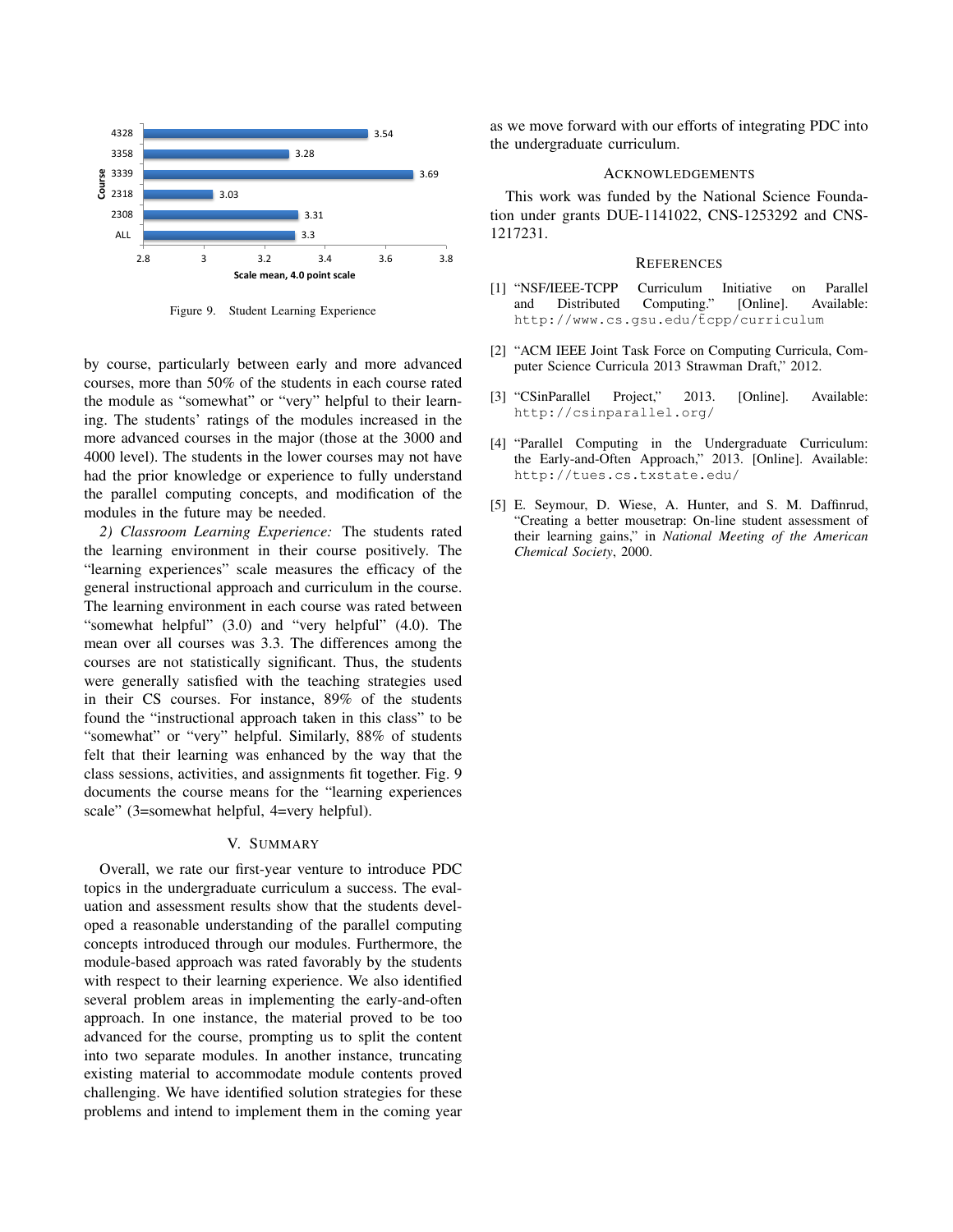4328
3358
3339
2318
2308
ALL

Course

3.54
3.28
3.69
3.03
3.31
3.3

2.8 3 3.2 3.4 3.6 3.8

Scale mean, 4.0 point scale

Figure 9. Student Learning Experience

by course, particularly between early and more advanced courses, more than 50% of the students in each course rated the module as "somewhat" or "very" helpful to their learning. The students' ratings of the modules increased in the more advanced courses in the major (those at the 3000 and 4000 level). The students in the lower courses may not have had the prior knowledge or experience to fully understand the parallel computing concepts, and modification of the modules in the future may be needed.

*2) Classroom Learning Experience:* The students rated the learning environment in their course positively. The "learning experiences" scale measures the efficacy of the general instructional approach and curriculum in the course. The learning environment in each course was rated between "somewhat helpful" (3.0) and "very helpful" (4.0). The mean over all courses was 3.3. The differences among the courses are not statistically significant. Thus, the students were generally satisfied with the teaching strategies used in their CS courses. For instance, 89% of the students found the "instructional approach taken in this class" to be "somewhat" or "very" helpful. Similarly, 88% of students felt that their learning was enhanced by the way that the class sessions, activities, and assignments fit together. Fig. 9 documents the course means for the "learning experiences scale" (3=somewhat helpful, 4=very helpful).

## V. Summary

Overall, we rate our first-year venture to introduce PDC topics in the undergraduate curriculum a success. The evaluation and assessment results show that the students developed a reasonable understanding of the parallel computing concepts introduced through our modules. Furthermore, the module-based approach was rated favorably by the students with respect to their learning experience. We also identified several problem areas in implementing the early-and-often approach. In one instance, the material proved to be too advanced for the course, prompting us to split the content into two separate modules. In another instance, truncating existing material to accommodate module contents proved challenging. We have identified solution strategies for these problems and intend to implement them in the coming year as we move forward with our efforts of integrating PDC into the undergraduate curriculum.

## Acknowledgements

This work was funded by the National Science Foundation under grants DUE-1141022, CNS-1253292 and CNS-1217231.

## References

[1] "NSF/IEEE-TCPP Curriculum Initiative on Parallel and Distributed Computing." [Online]. Available: http://www.cs.gsu.edu/tcpp/curriculum

[2] "ACM IEEE Joint Task Force on Computing Curricula, Computer Science Curricula 2013 Strawman Draft," 2012.

[3] "CSinParallel Project," 2013. [Online]. Available: http://csinparallel.org/

[4] "Parallel Computing in the Undergraduate Curriculum: the Early-and-Often Approach," 2013. [Online]. Available: http://tues.cs.txstate.edu/

[5] E. Seymour, D. Wiese, A. Hunter, and S. M. Daffinrud, "Creating a better mousetrap: On-line student assessment of their learning gains," in *National Meeting of the American Chemical Society*, 2000.